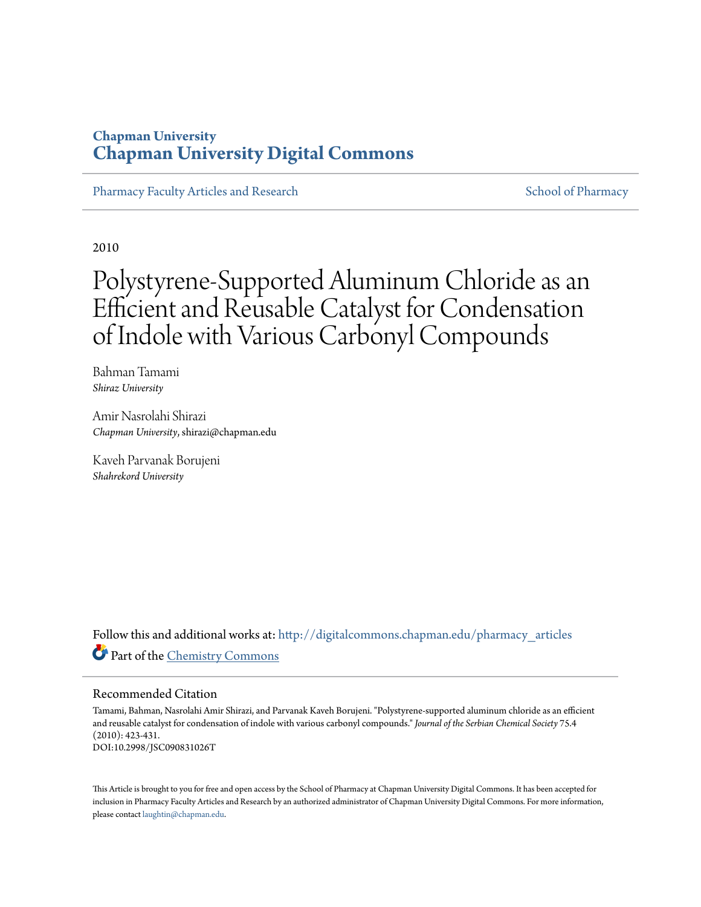Chapman University
# Chapman University Digital Commons

Pharmacy Faculty Articles and Research | School of Pharmacy

2010

# Polystyrene-Supported Aluminum Chloride as an Efficient and Reusable Catalyst for Condensation of Indole with Various Carbonyl Compounds

Bahman Tamami
*Shiraz University*

Amir Nasrolahi Shirazi
*Chapman University*, shirazi@chapman.edu

Kaveh Parvanak Borujeni
*Shahrekord University*

Follow this and additional works at: http://digitalcommons.chapman.edu/pharmacy_articles

Part of the Chemistry Commons

## Recommended Citation

Tamami, Bahman, Nasrolahi Amir Shirazi, and Parvanak Kaveh Borujeni. "Polystyrene-supported aluminum chloride as an efficient and reusable catalyst for condensation of indole with various carbonyl compounds." *Journal of the Serbian Chemical Society* 75.4 (2010): 423-431.
DOI:10.2998/JSC090831026T

This Article is brought to you for free and open access by the School of Pharmacy at Chapman University Digital Commons. It has been accepted for inclusion in Pharmacy Faculty Articles and Research by an authorized administrator of Chapman University Digital Commons. For more information, please contact laughtin@chapman.edu.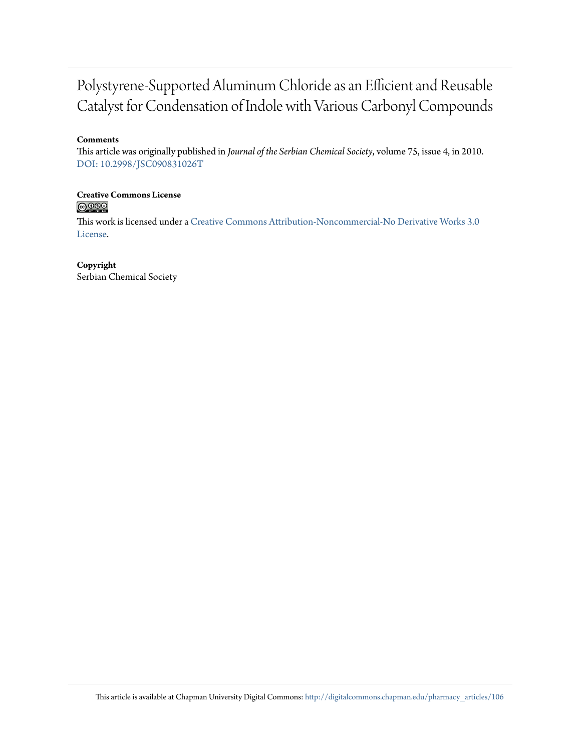# Polystyrene-Supported Aluminum Chloride as an Efficient and Reusable Catalyst for Condensation of Indole with Various Carbonyl Compounds

**Comments**

This article was originally published in *Journal of the Serbian Chemical Society*, volume 75, issue 4, in 2010. DOI: 10.2998/JSC090831026T

**Creative Commons License**

This work is licensed under a Creative Commons Attribution-Noncommercial-No Derivative Works 3.0 License.

**Copyright**

Serbian Chemical Society

This article is available at Chapman University Digital Commons: http://digitalcommons.chapman.edu/pharmacy_articles/106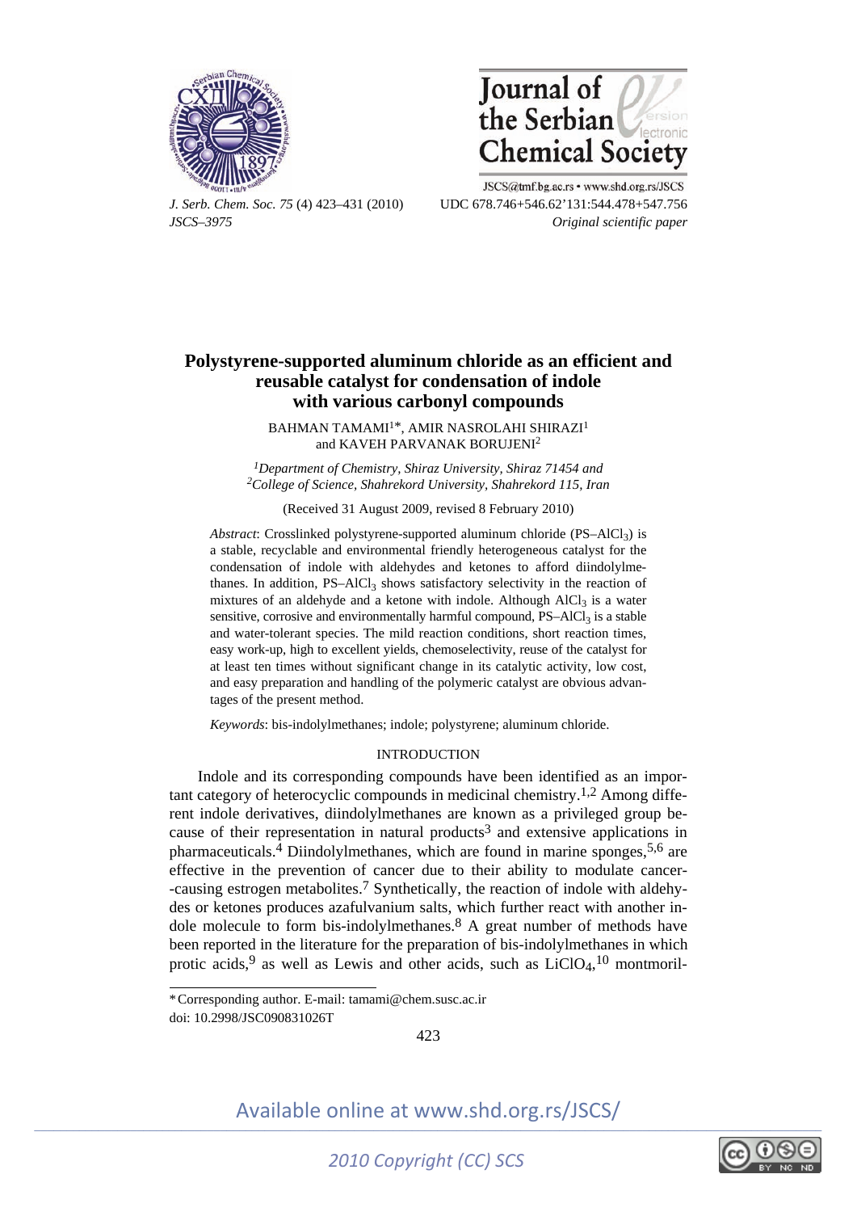# Polystyrene-supported aluminum chloride as an efficient and reusable catalyst for condensation of indole with various carbonyl compounds

BAHMAN TAMAMI[1]*, AMIR NASROLAHI SHIRAZI[1] and KAVEH PARVANAK BORUJENI[2]

[1]*Department of Chemistry, Shiraz University, Shiraz 71454 and* [2]*College of Science, Shahrekord University, Shahrekord 115, Iran*

(Received 31 August 2009, revised 8 February 2010)

*Abstract*: Crosslinked polystyrene-supported aluminum chloride (PS–$AlCl_3$) is a stable, recyclable and environmental friendly heterogeneous catalyst for the condensation of indole with aldehydes and ketones to afford diindolylmethanes. In addition, PS–$AlCl_3$ shows satisfactory selectivity in the reaction of mixtures of an aldehyde and a ketone with indole. Although $AlCl_3$ is a water sensitive, corrosive and environmentally harmful compound, PS–$AlCl_3$ is a stable and water-tolerant species. The mild reaction conditions, short reaction times, easy work-up, high to excellent yields, chemoselectivity, reuse of the catalyst for at least ten times without significant change in its catalytic activity, low cost, and easy preparation and handling of the polymeric catalyst are obvious advantages of the present method.

*Keywords*: bis-indolylmethanes; indole; polystyrene; aluminum chloride.

## INTRODUCTION

Indole and its corresponding compounds have been identified as an important category of heterocyclic compounds in medicinal chemistry.[1,2] Among different indole derivatives, diindolylmethanes are known as a privileged group because of their representation in natural products[3] and extensive applications in pharmaceuticals.[4] Diindolylmethanes, which are found in marine sponges,[5,6] are effective in the prevention of cancer due to their ability to modulate cancer-causing estrogen metabolites.[7] Synthetically, the reaction of indole with aldehydes or ketones produces azafulvanium salts, which further react with another indole molecule to form bis-indolylmethanes.[8] A great number of methods have been reported in the literature for the preparation of bis-indolylmethanes in which protic acids,[9] as well as Lewis and other acids, such as $LiClO_4$,[10] montmoril-

\* Corresponding author. E-mail: tamami@chem.susc.ac.ir
doi: 10.2998/JSC090831026T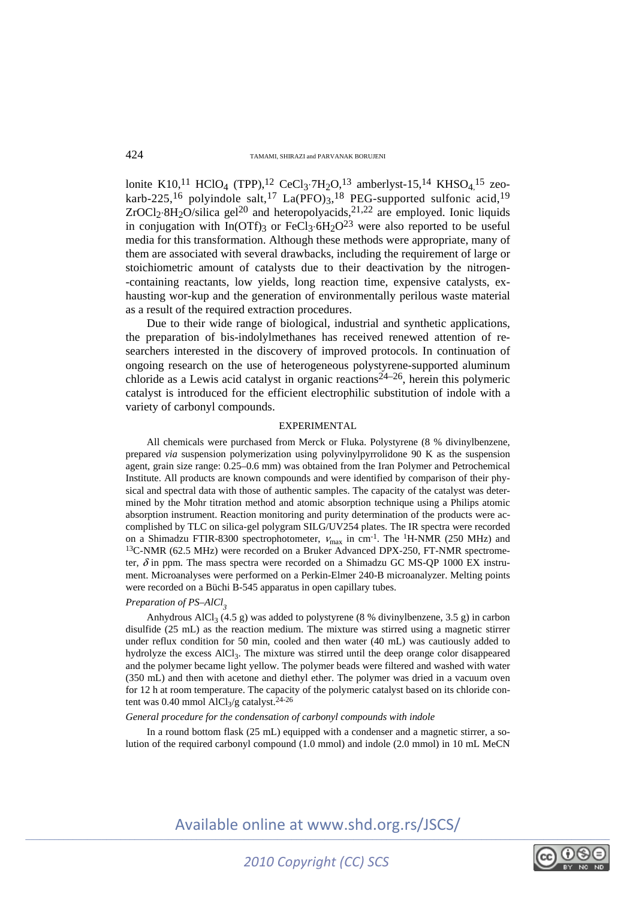lonite K10,[11] $HClO_4$ (TPP),[12] $CeCl_3 \cdot 7H_2O$,[13] amberlyst-15,[14] $KHSO_4$,[15] zeokarb-225,[16] polyindole salt,[17] $La(PFO)_3$,[18] PEG-supported sulfonic acid,[19] $ZrOCl_2 \cdot 8H_2O$/silica gel[20] and heteropolyacids,[21,22] are employed. Ionic liquids in conjugation with $In(OTf)_3$ or $FeCl_3 \cdot 6H_2O$[23] were also reported to be useful media for this transformation. Although these methods were appropriate, many of them are associated with several drawbacks, including the requirement of large or stoichiometric amount of catalysts due to their deactivation by the nitrogen-containing reactants, low yields, long reaction time, expensive catalysts, exhausting wor-kup and the generation of environmentally perilous waste material as a result of the required extraction procedures.

Due to their wide range of biological, industrial and synthetic applications, the preparation of bis-indolylmethanes has received renewed attention of researchers interested in the discovery of improved protocols. In continuation of ongoing research on the use of heterogeneous polystyrene-supported aluminum chloride as a Lewis acid catalyst in organic reactions[24–26], herein this polymeric catalyst is introduced for the efficient electrophilic substitution of indole with a variety of carbonyl compounds.

## EXPERIMENTAL

All chemicals were purchased from Merck or Fluka. Polystyrene (8 % divinylbenzene, prepared *via* suspension polymerization using polyvinylpyrrolidone 90 K as the suspension agent, grain size range: 0.25–0.6 mm) was obtained from the Iran Polymer and Petrochemical Institute. All products are known compounds and were identified by comparison of their physical and spectral data with those of authentic samples. The capacity of the catalyst was determined by the Mohr titration method and atomic absorption technique using a Philips atomic absorption instrument. Reaction monitoring and purity determination of the products were accomplished by TLC on silica-gel polygram SILG/UV254 plates. The IR spectra were recorded on a Shimadzu FTIR-8300 spectrophotometer, $\nu_{max}$ in $cm^{-1}$. The $^1H$-NMR (250 MHz) and $^{13}C$-NMR (62.5 MHz) were recorded on a Bruker Advanced DPX-250, FT-NMR spectrometer, $\delta$ in ppm. The mass spectra were recorded on a Shimadzu GC MS-QP 1000 EX instrument. Microanalyses were performed on a Perkin-Elmer 240-B microanalyzer. Melting points were recorded on a Büchi B-545 apparatus in open capillary tubes.

### *Preparation of PS–$AlCl_3$*

Anhydrous $AlCl_3$ (4.5 g) was added to polystyrene (8 % divinylbenzene, 3.5 g) in carbon disulfide (25 mL) as the reaction medium. The mixture was stirred using a magnetic stirrer under reflux condition for 50 min, cooled and then water (40 mL) was cautiously added to hydrolyze the excess $AlCl_3$. The mixture was stirred until the deep orange color disappeared and the polymer became light yellow. The polymer beads were filtered and washed with water (350 mL) and then with acetone and diethyl ether. The polymer was dried in a vacuum oven for 12 h at room temperature. The capacity of the polymeric catalyst based on its chloride content was 0.40 mmol $AlCl_3$/g catalyst.[24-26]

### *General procedure for the condensation of carbonyl compounds with indole*

In a round bottom flask (25 mL) equipped with a condenser and a magnetic stirrer, a solution of the required carbonyl compound (1.0 mmol) and indole (2.0 mmol) in 10 mL MeCN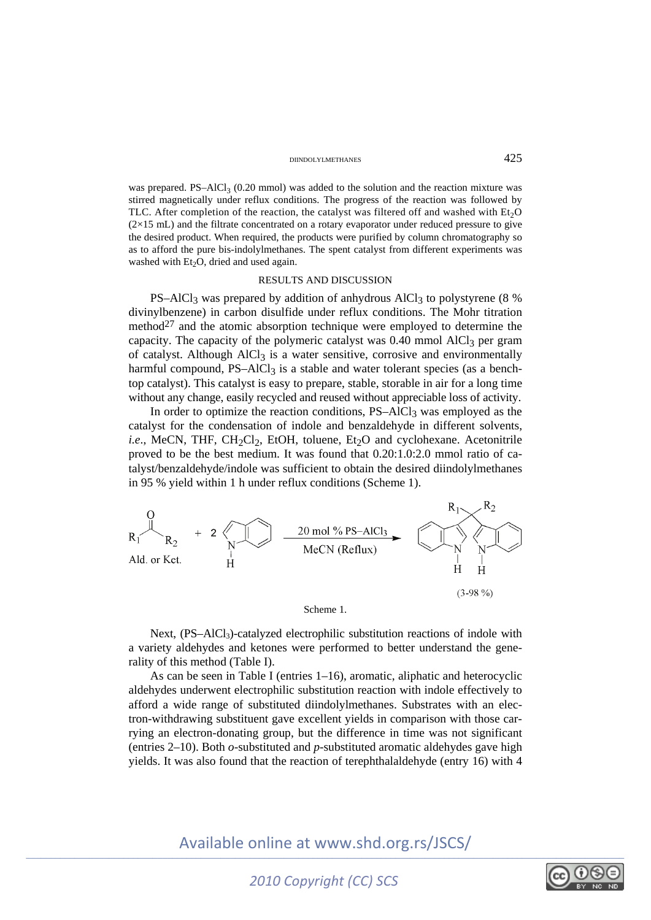was prepared. PS–$AlCl_3$ (0.20 mmol) was added to the solution and the reaction mixture was stirred magnetically under reflux conditions. The progress of the reaction was followed by TLC. After completion of the reaction, the catalyst was filtered off and washed with $Et_2O$ (2×15 mL) and the filtrate concentrated on a rotary evaporator under reduced pressure to give the desired product. When required, the products were purified by column chromatography so as to afford the pure bis-indolylmethanes. The spent catalyst from different experiments was washed with $Et_2O$, dried and used again.

## RESULTS AND DISCUSSION

PS–$AlCl_3$ was prepared by addition of anhydrous $AlCl_3$ to polystyrene (8 % divinylbenzene) in carbon disulfide under reflux conditions. The Mohr titration method[27] and the atomic absorption technique were employed to determine the capacity. The capacity of the polymeric catalyst was 0.40 mmol $AlCl_3$ per gram of catalyst. Although $AlCl_3$ is a water sensitive, corrosive and environmentally harmful compound, PS–$AlCl_3$ is a stable and water tolerant species (as a bench-top catalyst). This catalyst is easy to prepare, stable, storable in air for a long time without any change, easily recycled and reused without appreciable loss of activity.

In order to optimize the reaction conditions, PS–$AlCl_3$ was employed as the catalyst for the condensation of indole and benzaldehyde in different solvents, *i.e.*, MeCN, THF, $CH_2Cl_2$, EtOH, toluene, $Et_2O$ and cyclohexane. Acetonitrile proved to be the best medium. It was found that 0.20:1.0:2.0 mmol ratio of catalyst/benzaldehyde/indole was sufficient to obtain the desired diindolylmethanes in 95 % yield within 1 h under reflux conditions (Scheme 1).

$R_1C(O)R_2$ (Ald. or Ket.) + 2 indole → (20 mol % PS–$AlCl_3$, MeCN (Reflux)) → $R_1R_2C$(3-indolyl)$_2$ (3-98 %)

Scheme 1.

Next, (PS–$AlCl_3$)-catalyzed electrophilic substitution reactions of indole with a variety aldehydes and ketones were performed to better understand the generality of this method (Table I).

As can be seen in Table I (entries 1–16), aromatic, aliphatic and heterocyclic aldehydes underwent electrophilic substitution reaction with indole effectively to afford a wide range of substituted diindolylmethanes. Substrates with an electron-withdrawing substituent gave excellent yields in comparison with those carrying an electron-donating group, but the difference in time was not significant (entries 2–10). Both *o*-substituted and *p*-substituted aromatic aldehydes gave high yields. It was also found that the reaction of terephthalaldehyde (entry 16) with 4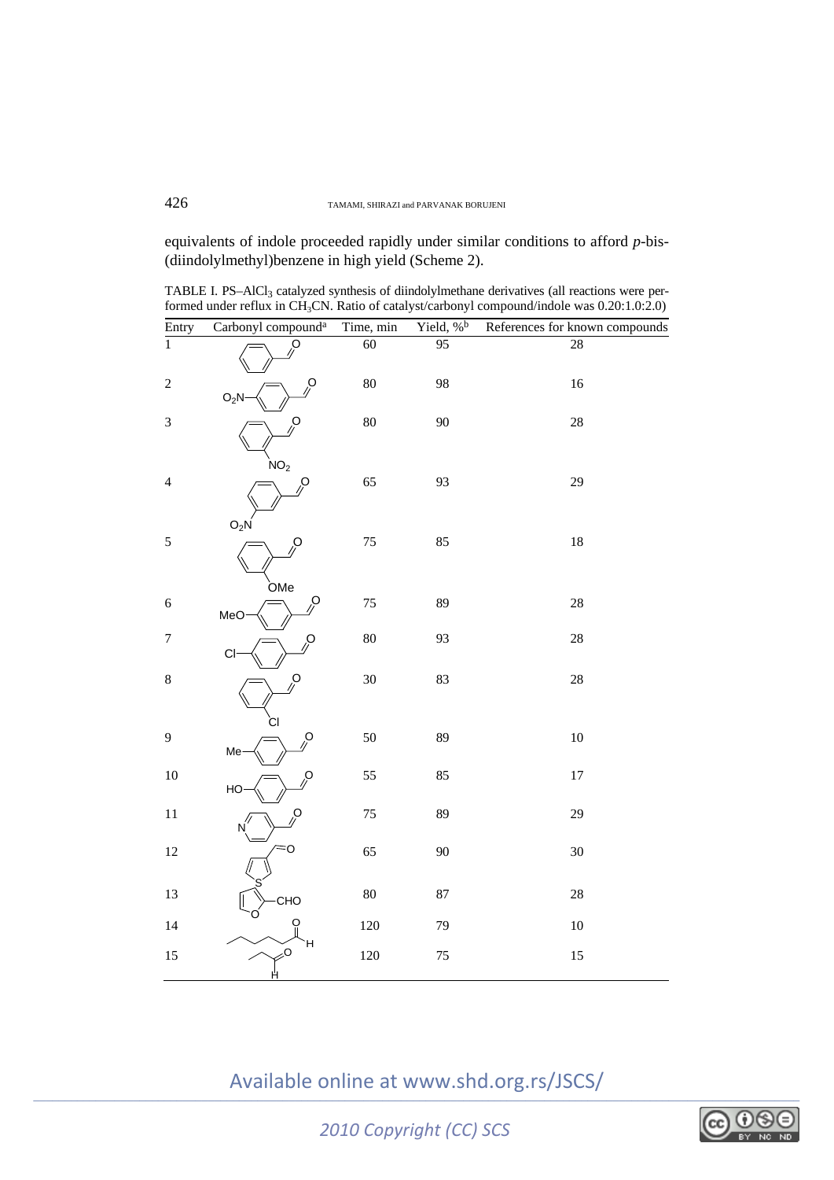equivalents of indole proceeded rapidly under similar conditions to afford *p*-bis-(diindolylmethyl)benzene in high yield (Scheme 2).

TABLE I. PS–$AlCl_3$ catalyzed synthesis of diindolylmethane derivatives (all reactions were performed under reflux in $CH_3CN$. Ratio of catalyst/carbonyl compound/indole was 0.20:1.0:2.0)

| Entry | Carbonyl compound[a] | Time, min | Yield, %[b] | References for known compounds |
|---|---|---|---|---|
| 1 | Benzaldehyde | 60 | 95 | 28 |
| 2 | 4-$O_2N$-benzaldehyde | 80 | 98 | 16 |
| 3 | 2-$NO_2$-benzaldehyde | 80 | 90 | 28 |
| 4 | 3-$O_2N$-benzaldehyde | 65 | 93 | 29 |
| 5 | 2-OMe-benzaldehyde | 75 | 85 | 18 |
| 6 | 4-MeO-benzaldehyde | 75 | 89 | 28 |
| 7 | 4-Cl-benzaldehyde | 80 | 93 | 28 |
| 8 | 2-Cl-benzaldehyde | 30 | 83 | 28 |
| 9 | 4-Me-benzaldehyde | 50 | 89 | 10 |
| 10 | 4-HO-benzaldehyde | 55 | 85 | 17 |
| 11 | Pyridine-4-carbaldehyde | 75 | 89 | 29 |
| 12 | Thiophene-3-carbaldehyde | 65 | 90 | 30 |
| 13 | Furan-2-CHO | 80 | 87 | 28 |
| 14 | Hexanal | 120 | 79 | 10 |
| 15 | Propanal | 120 | 75 | 15 |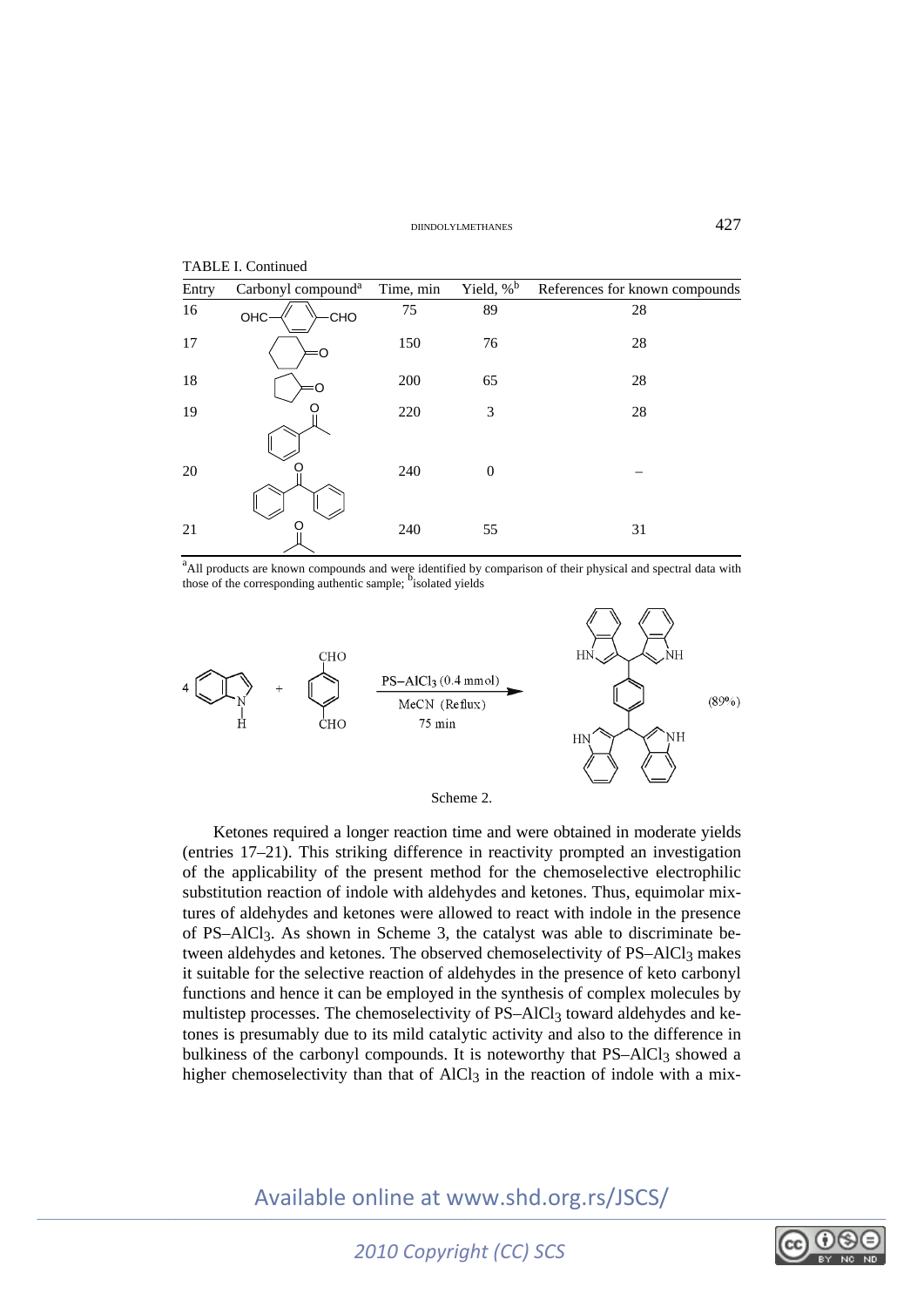TABLE I. Continued

| Entry | Carbonyl compound[a] | Time, min | Yield, %[b] | References for known compounds |
|---|---|---|---|---|
| 16 | OHC–C6H4–CHO | 75 | 89 | 28 |
| 17 | cyclohexanone | 150 | 76 | 28 |
| 18 | cyclopentanone | 200 | 65 | 28 |
| 19 | acetophenone | 220 | 3 | 28 |
| 20 | benzophenone | 240 | 0 | – |
| 21 | acetone | 240 | 55 | 31 |

[a]All products are known compounds and were identified by comparison of their physical and spectral data with those of the corresponding authentic sample; [b]isolated yields

4 indole + terephthalaldehyde $\xrightarrow[\text{MeCN (Reflux), 75 min}]{\text{PS–AlCl}_3\ (0.4\ \text{mmol})}$ tetrakis(indolyl) product (89%)

Scheme 2.

Ketones required a longer reaction time and were obtained in moderate yields (entries 17–21). This striking difference in reactivity prompted an investigation of the applicability of the present method for the chemoselective electrophilic substitution reaction of indole with aldehydes and ketones. Thus, equimolar mixtures of aldehydes and ketones were allowed to react with indole in the presence of PS–$AlCl_3$. As shown in Scheme 3, the catalyst was able to discriminate between aldehydes and ketones. The observed chemoselectivity of PS–$AlCl_3$ makes it suitable for the selective reaction of aldehydes in the presence of keto carbonyl functions and hence it can be employed in the synthesis of complex molecules by multistep processes. The chemoselectivity of PS–$AlCl_3$ toward aldehydes and ketones is presumably due to its mild catalytic activity and also to the difference in bulkiness of the carbonyl compounds. It is noteworthy that PS–$AlCl_3$ showed a higher chemoselectivity than that of $AlCl_3$ in the reaction of indole with a mix-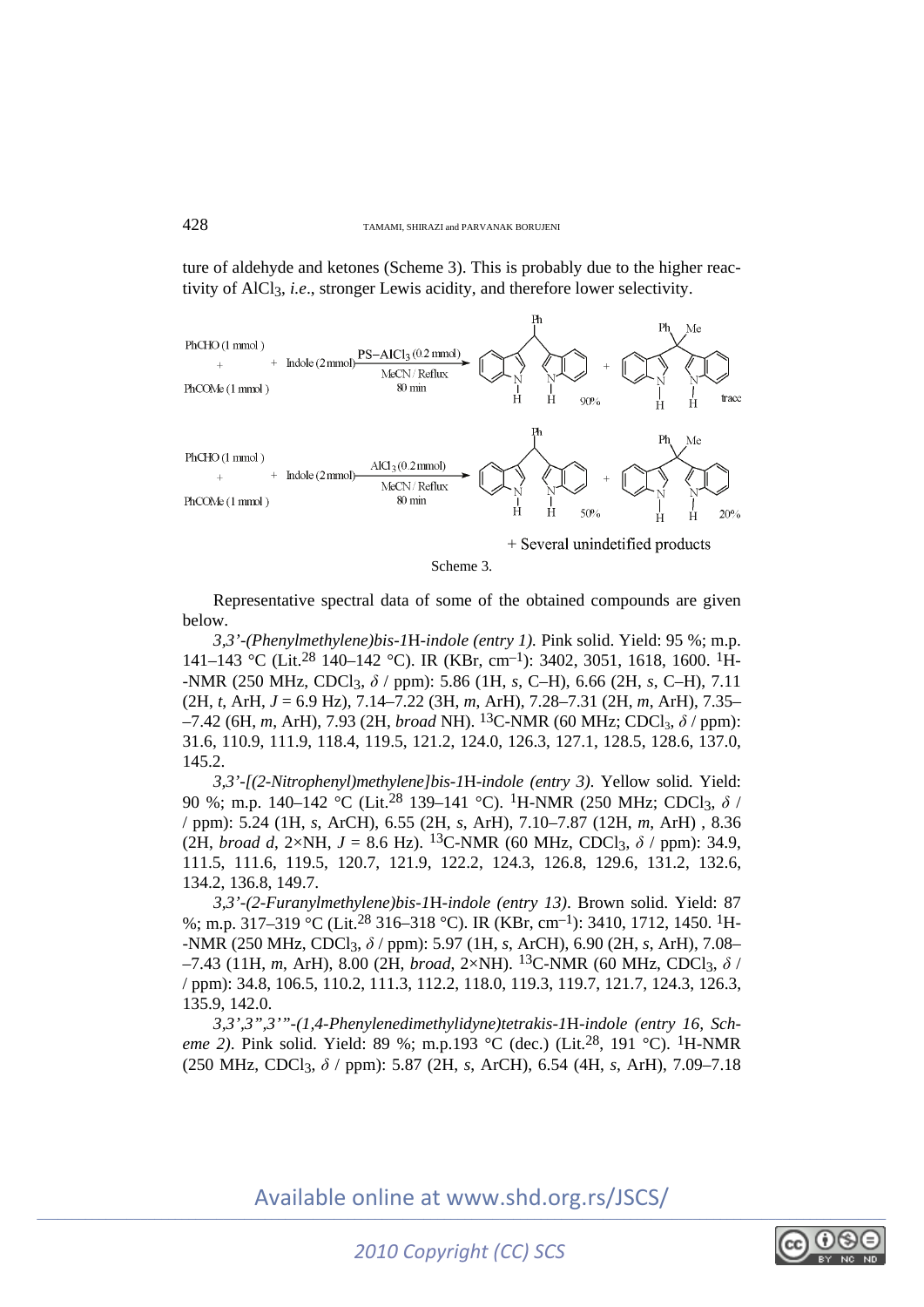ture of aldehyde and ketones (Scheme 3). This is probably due to the higher reactivity of $AlCl_3$, *i.e.*, stronger Lewis acidity, and therefore lower selectivity.

Scheme 3.

Representative spectral data of some of the obtained compounds are given below.

*3,3'-(Phenylmethylene)bis-1*H*-indole (entry 1).* Pink solid. Yield: 95 %; m.p. 141–143 °C (Lit.[28] 140–142 °C). IR (KBr, $cm^{-1}$): 3402, 3051, 1618, 1600. $^1$H-NMR (250 MHz, $CDCl_3$, $\delta$ / ppm): 5.86 (1H, *s*, C–H), 6.66 (2H, *s*, C–H), 7.11 (2H, *t*, ArH, $J$ = 6.9 Hz), 7.14–7.22 (3H, *m*, ArH), 7.28–7.31 (2H, *m*, ArH), 7.35–7.42 (6H, *m*, ArH), 7.93 (2H, *broad* NH). $^{13}$C-NMR (60 MHz; $CDCl_3$, $\delta$ / ppm): 31.6, 110.9, 111.9, 118.4, 119.5, 121.2, 124.0, 126.3, 127.1, 128.5, 128.6, 137.0, 145.2.

*3,3'-[(2-Nitrophenyl)methylene]bis-1*H*-indole (entry 3).* Yellow solid. Yield: 90 %; m.p. 140–142 °C (Lit.[28] 139–141 °C). $^1$H-NMR (250 MHz; $CDCl_3$, $\delta$ / ppm): 5.24 (1H, *s*, ArCH), 6.55 (2H, *s*, ArH), 7.10–7.87 (12H, *m*, ArH) , 8.36 (2H, *broad d*, 2×NH, $J$ = 8.6 Hz). $^{13}$C-NMR (60 MHz, $CDCl_3$, $\delta$ / ppm): 34.9, 111.5, 111.6, 119.5, 120.7, 121.9, 122.2, 124.3, 126.8, 129.6, 131.2, 132.6, 134.2, 136.8, 149.7.

*3,3'-(2-Furanylmethylene)bis-1*H*-indole (entry 13).* Brown solid. Yield: 87 %; m.p. 317–319 °C (Lit.[28] 316–318 °C). IR (KBr, $cm^{-1}$): 3410, 1712, 1450. $^1$H-NMR (250 MHz, $CDCl_3$, $\delta$ / ppm): 5.97 (1H, *s*, ArCH), 6.90 (2H, *s*, ArH), 7.08–7.43 (11H, *m*, ArH), 8.00 (2H, *broad*, 2×NH). $^{13}$C-NMR (60 MHz, $CDCl_3$, $\delta$ / ppm): 34.8, 106.5, 110.2, 111.3, 112.2, 118.0, 119.3, 119.7, 121.7, 124.3, 126.3, 135.9, 142.0.

*3,3',3",3'"-(1,4-Phenylenedimethylidyne)tetrakis-1*H*-indole (entry 16, Scheme 2).* Pink solid. Yield: 89 %; m.p.193 °C (dec.) (Lit.[28], 191 °C). $^1$H-NMR (250 MHz, $CDCl_3$, $\delta$ / ppm): 5.87 (2H, *s*, ArCH), 6.54 (4H, *s*, ArH), 7.09–7.18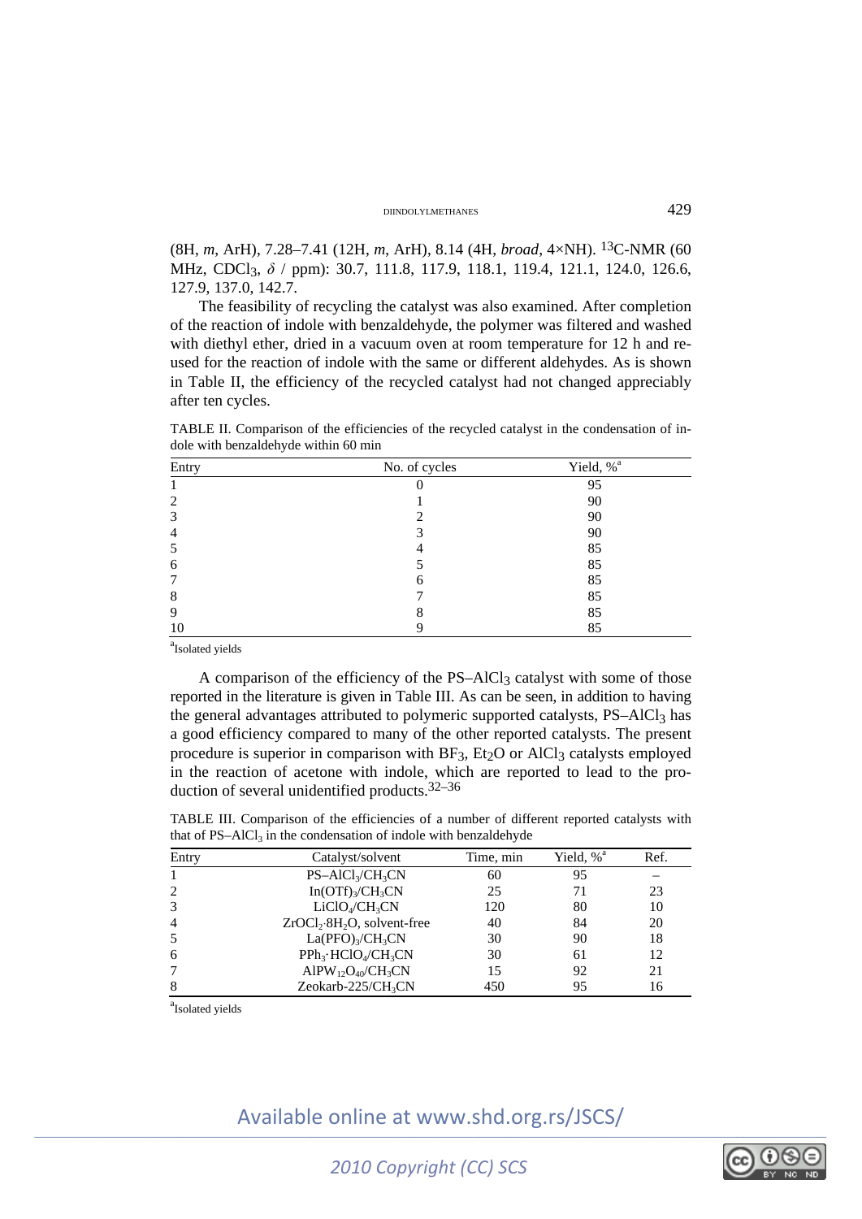(8H, *m*, ArH), 7.28–7.41 (12H, *m*, ArH), 8.14 (4H, *broad*, 4×NH). $^{13}$C-NMR (60 MHz, $CDCl_3$, $\delta$ / ppm): 30.7, 111.8, 117.9, 118.1, 119.4, 121.1, 124.0, 126.6, 127.9, 137.0, 142.7.

The feasibility of recycling the catalyst was also examined. After completion of the reaction of indole with benzaldehyde, the polymer was filtered and washed with diethyl ether, dried in a vacuum oven at room temperature for 12 h and re-used for the reaction of indole with the same or different aldehydes. As is shown in Table II, the efficiency of the recycled catalyst had not changed appreciably after ten cycles.

TABLE II. Comparison of the efficiencies of the recycled catalyst in the condensation of indole with benzaldehyde within 60 min

| Entry | No. of cycles | Yield, %[a] |
|---|---|---|
| 1 | 0 | 95 |
| 2 | 1 | 90 |
| 3 | 2 | 90 |
| 4 | 3 | 90 |
| 5 | 4 | 85 |
| 6 | 5 | 85 |
| 7 | 6 | 85 |
| 8 | 7 | 85 |
| 9 | 8 | 85 |
| 10 | 9 | 85 |

[a]Isolated yields

A comparison of the efficiency of the PS–$AlCl_3$ catalyst with some of those reported in the literature is given in Table III. As can be seen, in addition to having the general advantages attributed to polymeric supported catalysts, PS–$AlCl_3$ has a good efficiency compared to many of the other reported catalysts. The present procedure is superior in comparison with $BF_3$, $Et_2O$ or $AlCl_3$ catalysts employed in the reaction of acetone with indole, which are reported to lead to the production of several unidentified products.[32–36]

TABLE III. Comparison of the efficiencies of a number of different reported catalysts with that of PS–$AlCl_3$ in the condensation of indole with benzaldehyde

| Entry | Catalyst/solvent | Time, min | Yield, %[a] | Ref. |
|---|---|---|---|---|
| 1 | PS–$AlCl_3$/$CH_3CN$ | 60 | 95 | – |
| 2 | $In(OTf)_3$/$CH_3CN$ | 25 | 71 | 23 |
| 3 | $LiClO_4$/$CH_3CN$ | 120 | 80 | 10 |
| 4 | $ZrOCl_2\cdot 8H_2O$, solvent-free | 40 | 84 | 20 |
| 5 | $La(PFO)_3$/$CH_3CN$ | 30 | 90 | 18 |
| 6 | $PPh_3\cdot HClO_4$/$CH_3CN$ | 30 | 61 | 12 |
| 7 | $AlPW_{12}O_{40}$/$CH_3CN$ | 15 | 92 | 21 |
| 8 | Zeokarb-225/$CH_3CN$ | 450 | 95 | 16 |

[a]Isolated yields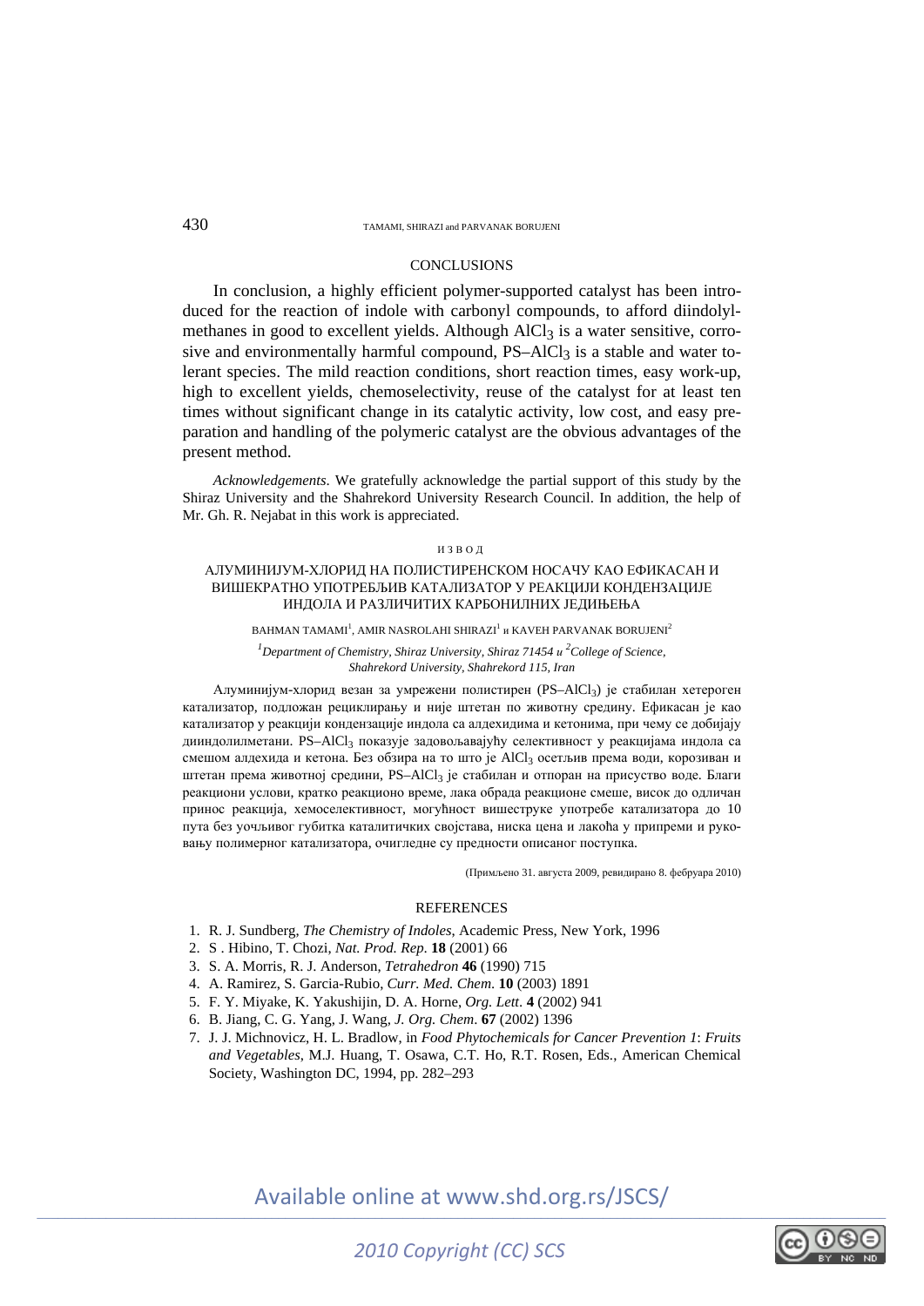## CONCLUSIONS

In conclusion, a highly efficient polymer-supported catalyst has been introduced for the reaction of indole with carbonyl compounds, to afford diindolylmethanes in good to excellent yields. Although $AlCl_3$ is a water sensitive, corrosive and environmentally harmful compound, PS–$AlCl_3$ is a stable and water tolerant species. The mild reaction conditions, short reaction times, easy work-up, high to excellent yields, chemoselectivity, reuse of the catalyst for at least ten times without significant change in its catalytic activity, low cost, and easy preparation and handling of the polymeric catalyst are the obvious advantages of the present method.

*Acknowledgements*. We gratefully acknowledge the partial support of this study by the Shiraz University and the Shahrekord University Research Council. In addition, the help of Mr. Gh. R. Nejabat in this work is appreciated.

ИЗВОД

### АЛУМИНИЈУМ-ХЛОРИД НА ПОЛИСТИРЕНСКОМ НОСАЧУ КАО ЕФИКАСАН И ВИШЕКРАТНО УПОТРЕБЉИВ КАТАЛИЗАТОР У РЕАКЦИЈИ КОНДЕНЗАЦИЈЕ ИНДОЛА И РАЗЛИЧИТИХ КАРБОНИЛНИХ ЈЕДИЊЕЊА

BAHMAN TAMAMI[1], AMIR NASROLAHI SHIRAZI[1] и KAVEH PARVANAK BORUJENI[2]

[1]*Department of Chemistry, Shiraz University, Shiraz 71454 и* [2]*College of Science, Shahrekord University, Shahrekord 115, Iran*

Алуминијум-хлорид везан за умрежени полистирен (PS–$AlCl_3$) је стабилан хетероген катализатор, подложан рециклирању и није штетан по животну средину. Ефикасан је као катализатор у реакцији кондензације индола са алдехидима и кетонима, при чему се добијају диindолилметани. PS–$AlCl_3$ показује задовољавајућу селективност у реакцијама индола са смешом алдехида и кетона. Без обзира на то што је $AlCl_3$ осетљив према води, корозиван и штетан према животној средини, PS–$AlCl_3$ је стабилан и отпоран на присуство воде. Благи реакциони услови, кратко реакционо време, лака обрада реакционе смеше, висок до одличан принос реакција, хемоселективност, могућност вишеструке употребе катализатора до 10 пута без уочљивог губитка каталитичких својстава, ниска цена и лакоћа у припреми и руковању полимерног катализатора, очигледне су предности описаног поступка.

(Примљено 31. августа 2009, ревидирано 8. фебруара 2010)

## REFERENCES

1. R. J. Sundberg, *The Chemistry of Indoles*, Academic Press, New York, 1996
2. S . Hibino, T. Chozi, *Nat. Prod. Rep*. **18** (2001) 66
3. S. A. Morris, R. J. Anderson, *Tetrahedron* **46** (1990) 715
4. A. Ramirez, S. Garcia-Rubio, *Curr. Med. Chem*. **10** (2003) 1891
5. F. Y. Miyake, K. Yakushijin, D. A. Horne, *Org. Lett*. **4** (2002) 941
6. B. Jiang, C. G. Yang, J. Wang, *J. Org. Chem*. **67** (2002) 1396
7. J. J. Michnovicz, H. L. Bradlow, in *Food Phytochemicals for Cancer Prevention 1*: *Fruits and Vegetables*, M.J. Huang, T. Osawa, C.T. Ho, R.T. Rosen, Eds., American Chemical Society, Washington DC, 1994, pp. 282–293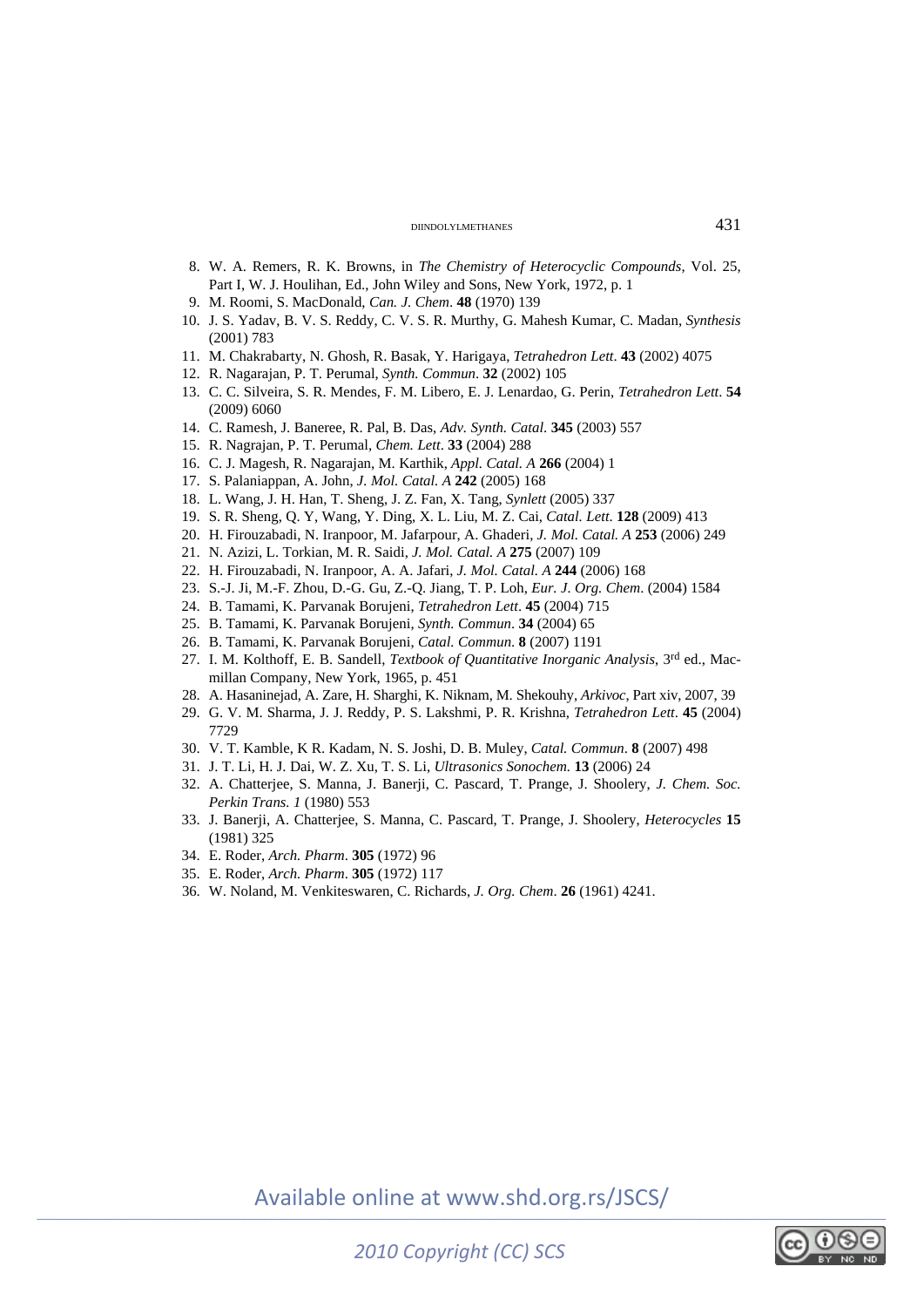8. W. A. Remers, R. K. Browns, in *The Chemistry of Heterocyclic Compounds*, Vol. 25, Part I, W. J. Houlihan, Ed., John Wiley and Sons, New York, 1972, p. 1
9. M. Roomi, S. MacDonald, *Can. J. Chem*. **48** (1970) 139
10. J. S. Yadav, B. V. S. Reddy, C. V. S. R. Murthy, G. Mahesh Kumar, C. Madan, *Synthesis* (2001) 783
11. M. Chakrabarty, N. Ghosh, R. Basak, Y. Harigaya, *Tetrahedron Lett*. **43** (2002) 4075
12. R. Nagarajan, P. T. Perumal, *Synth. Commun*. **32** (2002) 105
13. C. C. Silveira, S. R. Mendes, F. M. Libero, E. J. Lenardao, G. Perin, *Tetrahedron Lett*. **54** (2009) 6060
14. C. Ramesh, J. Baneree, R. Pal, B. Das, *Adv. Synth. Catal*. **345** (2003) 557
15. R. Nagrajan, P. T. Perumal, *Chem. Lett*. **33** (2004) 288
16. C. J. Magesh, R. Nagarajan, M. Karthik, *Appl. Catal. A* **266** (2004) 1
17. S. Palaniappan, A. John, *J. Mol. Catal. A* **242** (2005) 168
18. L. Wang, J. H. Han, T. Sheng, J. Z. Fan, X. Tang, *Synlett* (2005) 337
19. S. R. Sheng, Q. Y, Wang, Y. Ding, X. L. Liu, M. Z. Cai, *Catal. Lett*. **128** (2009) 413
20. H. Firouzabadi, N. Iranpoor, M. Jafarpour, A. Ghaderi, *J. Mol. Catal. A* **253** (2006) 249
21. N. Azizi, L. Torkian, M. R. Saidi, *J. Mol. Catal. A* **275** (2007) 109
22. H. Firouzabadi, N. Iranpoor, A. A. Jafari, *J. Mol. Catal. A* **244** (2006) 168
23. S.-J. Ji, M.-F. Zhou, D.-G. Gu, Z.-Q. Jiang, T. P. Loh, *Eur. J. Org. Chem*. (2004) 1584
24. B. Tamami, K. Parvanak Borujeni, *Tetrahedron Lett*. **45** (2004) 715
25. B. Tamami, K. Parvanak Borujeni, *Synth. Commun*. **34** (2004) 65
26. B. Tamami, K. Parvanak Borujeni, *Catal. Commun*. **8** (2007) 1191
27. I. M. Kolthoff, E. B. Sandell, *Textbook of Quantitative Inorganic Analysis*, 3rd ed., Macmillan Company, New York, 1965, p. 451
28. A. Hasaninejad, A. Zare, H. Sharghi, K. Niknam, M. Shekouhy, *Arkivoc*, Part xiv, 2007, 39
29. G. V. M. Sharma, J. J. Reddy, P. S. Lakshmi, P. R. Krishna, *Tetrahedron Lett*. **45** (2004) 7729
30. V. T. Kamble, K R. Kadam, N. S. Joshi, D. B. Muley, *Catal. Commun*. **8** (2007) 498
31. J. T. Li, H. J. Dai, W. Z. Xu, T. S. Li, *Ultrasonics Sonochem.* **13** (2006) 24
32. A. Chatterjee, S. Manna, J. Banerji, C. Pascard, T. Prange, J. Shoolery, *J. Chem. Soc. Perkin Trans. 1* (1980) 553
33. J. Banerji, A. Chatterjee, S. Manna, C. Pascard, T. Prange, J. Shoolery, *Heterocycles* **15** (1981) 325
34. E. Roder, *Arch. Pharm*. **305** (1972) 96
35. E. Roder, *Arch. Pharm*. **305** (1972) 117
36. W. Noland, M. Venkiteswaren, C. Richards, *J. Org. Chem*. **26** (1961) 4241.